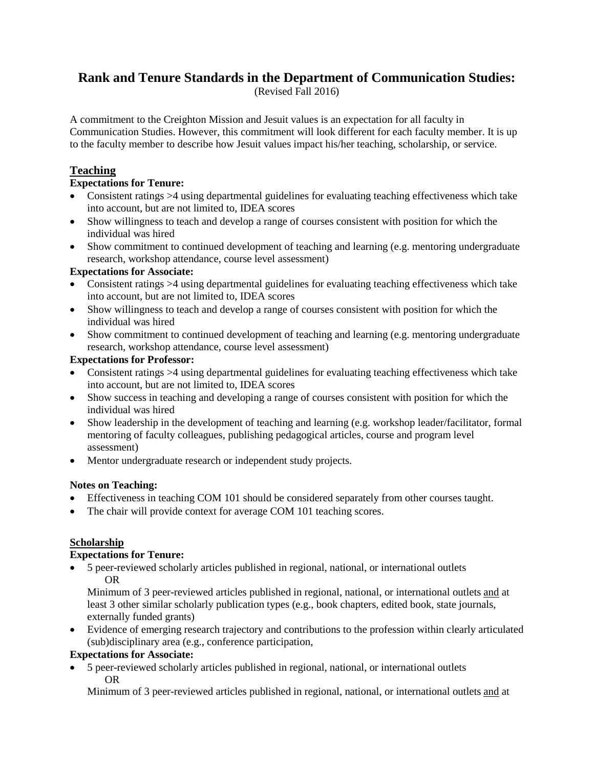# Rank and Tenure Standards in the Department of Communication Studies:

(Revised Fall 2016)

A commitment to the Creighton Mission and Jesuit values is an expectation for all faculty in Communication Studies. However, this commitment will look different for each faculty member. It is up to the faculty member to describe how Jesuit values impact his/her teaching, scholarship, or service.

## Teaching

**Expectations for Tenure:**

- Consistent ratings >4 using departmental guidelines for evaluating teaching effectiveness which take into account, but are not limited to, IDEA scores
- Show willingness to teach and develop a range of courses consistent with position for which the individual was hired
- Show commitment to continued development of teaching and learning (e.g. mentoring undergraduate research, workshop attendance, course level assessment)

**Expectations for Associate:**

- Consistent ratings >4 using departmental guidelines for evaluating teaching effectiveness which take into account, but are not limited to, IDEA scores
- Show willingness to teach and develop a range of courses consistent with position for which the individual was hired
- Show commitment to continued development of teaching and learning (e.g. mentoring undergraduate research, workshop attendance, course level assessment)

**Expectations for Professor:**

- Consistent ratings >4 using departmental guidelines for evaluating teaching effectiveness which take into account, but are not limited to, IDEA scores
- Show success in teaching and developing a range of courses consistent with position for which the individual was hired
- Show leadership in the development of teaching and learning (e.g. workshop leader/facilitator, formal mentoring of faculty colleagues, publishing pedagogical articles, course and program level assessment)
- Mentor undergraduate research or independent study projects.

**Notes on Teaching:**

- Effectiveness in teaching COM 101 should be considered separately from other courses taught.
- The chair will provide context for average COM 101 teaching scores.

## Scholarship

**Expectations for Tenure:**

- 5 peer-reviewed scholarly articles published in regional, national, or international outlets
  OR
  Minimum of 3 peer-reviewed articles published in regional, national, or international outlets <u>and</u> at least 3 other similar scholarly publication types (e.g., book chapters, edited book, state journals, externally funded grants)
- Evidence of emerging research trajectory and contributions to the profession within clearly articulated (sub)disciplinary area (e.g., conference participation,

**Expectations for Associate:**

- 5 peer-reviewed scholarly articles published in regional, national, or international outlets
  OR
  Minimum of 3 peer-reviewed articles published in regional, national, or international outlets <u>and</u> at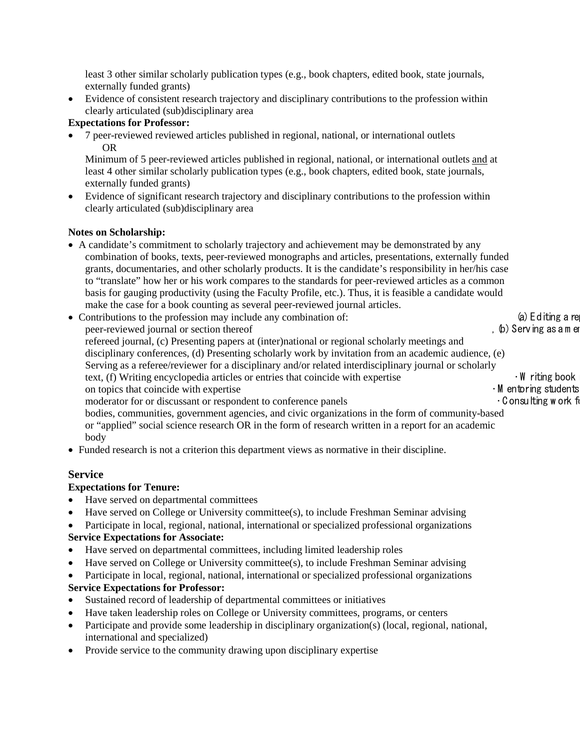least 3 other similar scholarly publication types (e.g., book chapters, edited book, state journals, externally funded grants)

- Evidence of consistent research trajectory and disciplinary contributions to the profession within clearly articulated (sub)disciplinary area

**Expectations for Professor:**

- 7 peer-reviewed reviewed articles published in regional, national, or international outlets
  OR
  Minimum of 5 peer-reviewed articles published in regional, national, or international outlets and at least 4 other similar scholarly publication types (e.g., book chapters, edited book, state journals, externally funded grants)
- Evidence of significant research trajectory and disciplinary contributions to the profession within clearly articulated (sub)disciplinary area

**Notes on Scholarship:**

- A candidate's commitment to scholarly trajectory and achievement may be demonstrated by any combination of books, texts, peer-reviewed monographs and articles, presentations, externally funded grants, documentaries, and other scholarly products. It is the candidate's responsibility in her/his case to "translate" how her or his work compares to the standards for peer-reviewed articles as a common basis for gauging productivity (using the Faculty Profile, etc.). Thus, it is feasible a candidate would make the case for a book counting as several peer-reviewed journal articles.
- Contributions to the profession may include any combination of: (a) Editing a re peer-reviewed journal or section thereof, (b) Serving as a me refereed journal, (c) Presenting papers at (inter)national or regional scholarly meetings and disciplinary conferences, (d) Presenting scholarly work by invitation from an academic audience, (e) Serving as a referee/reviewer for a disciplinary and/or related interdisciplinary journal or scholarly text, (f) Writing encyclopedia articles or entries that coincide with expertise ・Writing book on topics that coincide with expertise ・Mentoring students moderator for or discussant or respondent to conference panels ・Consulting work f bodies, communities, government agencies, and civic organizations in the form of community-based or "applied" social science research OR in the form of research written in a report for an academic body
- Funded research is not a criterion this department views as normative in their discipline.

## Service

**Expectations for Tenure:**

- Have served on departmental committees
- Have served on College or University committee(s), to include Freshman Seminar advising
- Participate in local, regional, national, international or specialized professional organizations

**Service Expectations for Associate:**

- Have served on departmental committees, including limited leadership roles
- Have served on College or University committee(s), to include Freshman Seminar advising
- Participate in local, regional, national, international or specialized professional organizations

**Service Expectations for Professor:**

- Sustained record of leadership of departmental committees or initiatives
- Have taken leadership roles on College or University committees, programs, or centers
- Participate and provide some leadership in disciplinary organization(s) (local, regional, national, international and specialized)
- Provide service to the community drawing upon disciplinary expertise